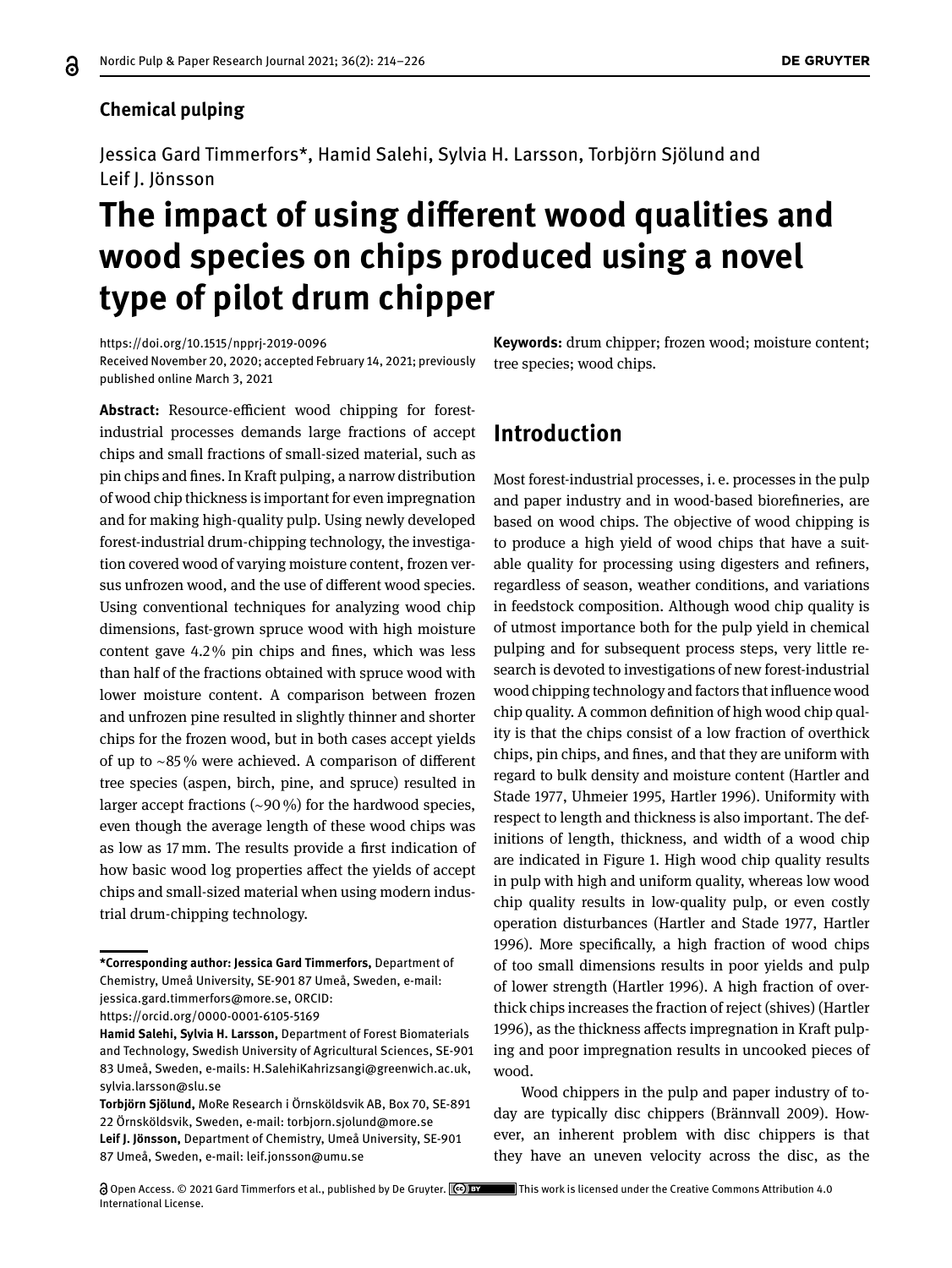## Chemical pulping

Jessica Gard Timmerfors*, Hamid Salehi, Sylvia H. Larsson, Torbjörn Sjölund and Leif J. Jönsson

# The impact of using different wood qualities and wood species on chips produced using a novel type of pilot drum chipper

https://doi.org/10.1515/npprj-2019-0096
Received November 20, 2020; accepted February 14, 2021; previously published online March 3, 2021

**Abstract:** Resource-efficient wood chipping for forest-industrial processes demands large fractions of accept chips and small fractions of small-sized material, such as pin chips and fines. In Kraft pulping, a narrow distribution of wood chip thickness is important for even impregnation and for making high-quality pulp. Using newly developed forest-industrial drum-chipping technology, the investigation covered wood of varying moisture content, frozen versus unfrozen wood, and the use of different wood species. Using conventional techniques for analyzing wood chip dimensions, fast-grown spruce wood with high moisture content gave 4.2 % pin chips and fines, which was less than half of the fractions obtained with spruce wood with lower moisture content. A comparison between frozen and unfrozen pine resulted in slightly thinner and shorter chips for the frozen wood, but in both cases accept yields of up to ~85 % were achieved. A comparison of different tree species (aspen, birch, pine, and spruce) resulted in larger accept fractions (~90 %) for the hardwood species, even though the average length of these wood chips was as low as 17 mm. The results provide a first indication of how basic wood log properties affect the yields of accept chips and small-sized material when using modern industrial drum-chipping technology.

**Keywords:** drum chipper; frozen wood; moisture content; tree species; wood chips.

**\*Corresponding author: Jessica Gard Timmerfors,** Department of Chemistry, Umeå University, SE-901 87 Umeå, Sweden, e-mail: jessica.gard.timmerfors@more.se, ORCID: https://orcid.org/0000-0001-6105-5169
**Hamid Salehi, Sylvia H. Larsson,** Department of Forest Biomaterials and Technology, Swedish University of Agricultural Sciences, SE-901 83 Umeå, Sweden, e-mails: H.SalehiKahrizsangi@greenwich.ac.uk, sylvia.larsson@slu.se
**Torbjörn Sjölund,** MoRe Research i Örnsköldsvik AB, Box 70, SE-891 22 Örnsköldsvik, Sweden, e-mail: torbjorn.sjolund@more.se
**Leif J. Jönsson,** Department of Chemistry, Umeå University, SE-901 87 Umeå, Sweden, e-mail: leif.jonsson@umu.se

## Introduction

Most forest-industrial processes, i. e. processes in the pulp and paper industry and in wood-based biorefineries, are based on wood chips. The objective of wood chipping is to produce a high yield of wood chips that have a suitable quality for processing using digesters and refiners, regardless of season, weather conditions, and variations in feedstock composition. Although wood chip quality is of utmost importance both for the pulp yield in chemical pulping and for subsequent process steps, very little research is devoted to investigations of new forest-industrial wood chipping technology and factors that influence wood chip quality. A common definition of high wood chip quality is that the chips consist of a low fraction of overthick chips, pin chips, and fines, and that they are uniform with regard to bulk density and moisture content (Hartler and Stade 1977, Uhmeier 1995, Hartler 1996). Uniformity with respect to length and thickness is also important. The definitions of length, thickness, and width of a wood chip are indicated in Figure 1. High wood chip quality results in pulp with high and uniform quality, whereas low wood chip quality results in low-quality pulp, or even costly operation disturbances (Hartler and Stade 1977, Hartler 1996). More specifically, a high fraction of wood chips of too small dimensions results in poor yields and pulp of lower strength (Hartler 1996). A high fraction of overthick chips increases the fraction of reject (shives) (Hartler 1996), as the thickness affects impregnation in Kraft pulping and poor impregnation results in uncooked pieces of wood.

Wood chippers in the pulp and paper industry of today are typically disc chippers (Brännvall 2009). However, an inherent problem with disc chippers is that they have an uneven velocity across the disc, as the

Open Access. © 2021 Gard Timmerfors et al., published by De Gruyter. This work is licensed under the Creative Commons Attribution 4.0 International License.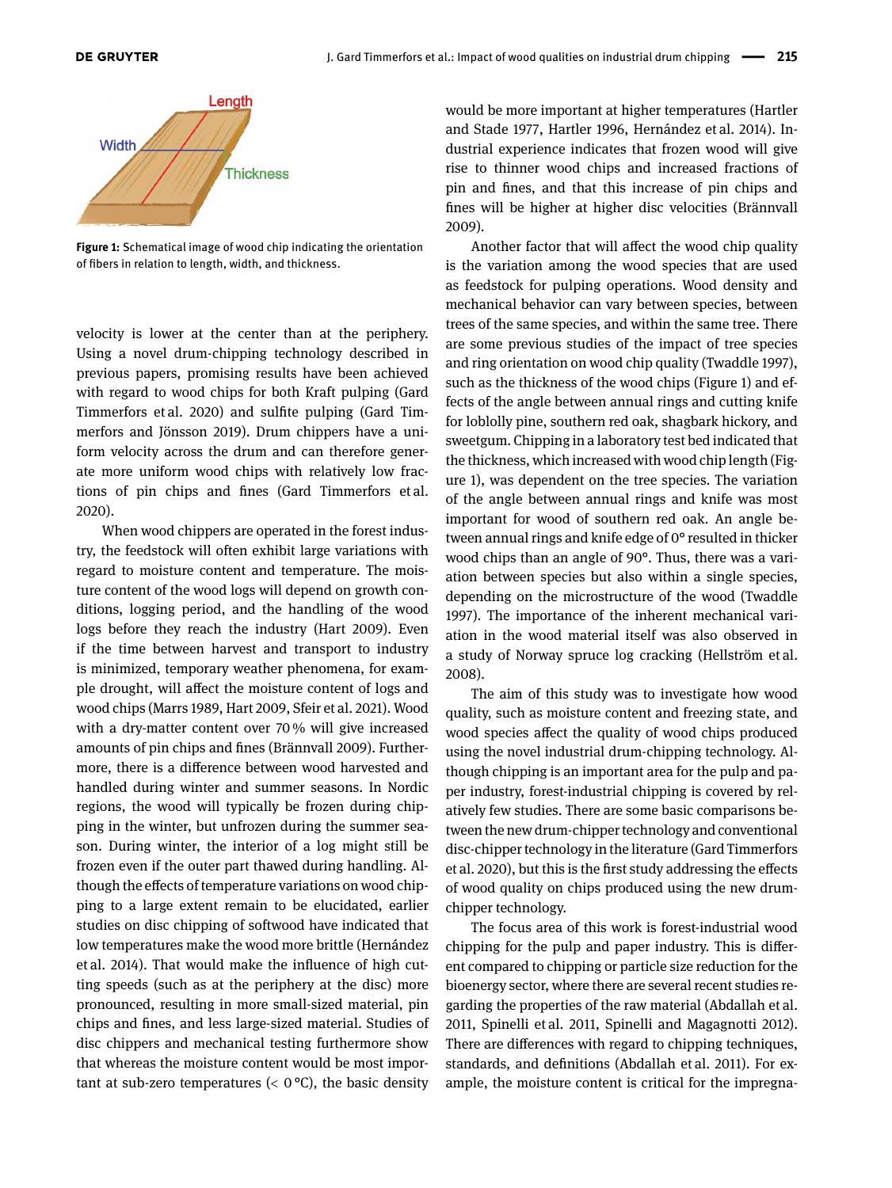**Figure 1:** Schematical image of wood chip indicating the orientation of fibers in relation to length, width, and thickness.

velocity is lower at the center than at the periphery. Using a novel drum-chipping technology described in previous papers, promising results have been achieved with regard to wood chips for both Kraft pulping (Gard Timmerfors et al. 2020) and sulfite pulping (Gard Timmerfors and Jönsson 2019). Drum chippers have a uniform velocity across the drum and can therefore generate more uniform wood chips with relatively low fractions of pin chips and fines (Gard Timmerfors et al. 2020).

When wood chippers are operated in the forest industry, the feedstock will often exhibit large variations with regard to moisture content and temperature. The moisture content of the wood logs will depend on growth conditions, logging period, and the handling of the wood logs before they reach the industry (Hart 2009). Even if the time between harvest and transport to industry is minimized, temporary weather phenomena, for example drought, will affect the moisture content of logs and wood chips (Marrs 1989, Hart 2009, Sfeir et al. 2021). Wood with a dry-matter content over 70 % will give increased amounts of pin chips and fines (Brännvall 2009). Furthermore, there is a difference between wood harvested and handled during winter and summer seasons. In Nordic regions, the wood will typically be frozen during chipping in the winter, but unfrozen during the summer season. During winter, the interior of a log might still be frozen even if the outer part thawed during handling. Although the effects of temperature variations on wood chipping to a large extent remain to be elucidated, earlier studies on disc chipping of softwood have indicated that low temperatures make the wood more brittle (Hernández et al. 2014). That would make the influence of high cutting speeds (such as at the periphery at the disc) more pronounced, resulting in more small-sized material, pin chips and fines, and less large-sized material. Studies of disc chippers and mechanical testing furthermore show that whereas the moisture content would be most important at sub-zero temperatures (< 0 °C), the basic density would be more important at higher temperatures (Hartler and Stade 1977, Hartler 1996, Hernández et al. 2014). Industrial experience indicates that frozen wood will give rise to thinner wood chips and increased fractions of pin and fines, and that this increase of pin chips and fines will be higher at higher disc velocities (Brännvall 2009).

Another factor that will affect the wood chip quality is the variation among the wood species that are used as feedstock for pulping operations. Wood density and mechanical behavior can vary between species, between trees of the same species, and within the same tree. There are some previous studies of the impact of tree species and ring orientation on wood chip quality (Twaddle 1997), such as the thickness of the wood chips (Figure 1) and effects of the angle between annual rings and cutting knife for loblolly pine, southern red oak, shagbark hickory, and sweetgum. Chipping in a laboratory test bed indicated that the thickness, which increased with wood chip length (Figure 1), was dependent on the tree species. The variation of the angle between annual rings and knife was most important for wood of southern red oak. An angle between annual rings and knife edge of 0° resulted in thicker wood chips than an angle of 90°. Thus, there was a variation between species but also within a single species, depending on the microstructure of the wood (Twaddle 1997). The importance of the inherent mechanical variation in the wood material itself was also observed in a study of Norway spruce log cracking (Hellström et al. 2008).

The aim of this study was to investigate how wood quality, such as moisture content and freezing state, and wood species affect the quality of wood chips produced using the novel industrial drum-chipping technology. Although chipping is an important area for the pulp and paper industry, forest-industrial chipping is covered by relatively few studies. There are some basic comparisons between the new drum-chipper technology and conventional disc-chipper technology in the literature (Gard Timmerfors et al. 2020), but this is the first study addressing the effects of wood quality on chips produced using the new drum-chipper technology.

The focus area of this work is forest-industrial wood chipping for the pulp and paper industry. This is different compared to chipping or particle size reduction for the bioenergy sector, where there are several recent studies regarding the properties of the raw material (Abdallah et al. 2011, Spinelli et al. 2011, Spinelli and Magagnotti 2012). There are differences with regard to chipping techniques, standards, and definitions (Abdallah et al. 2011). For example, the moisture content is critical for the impregna-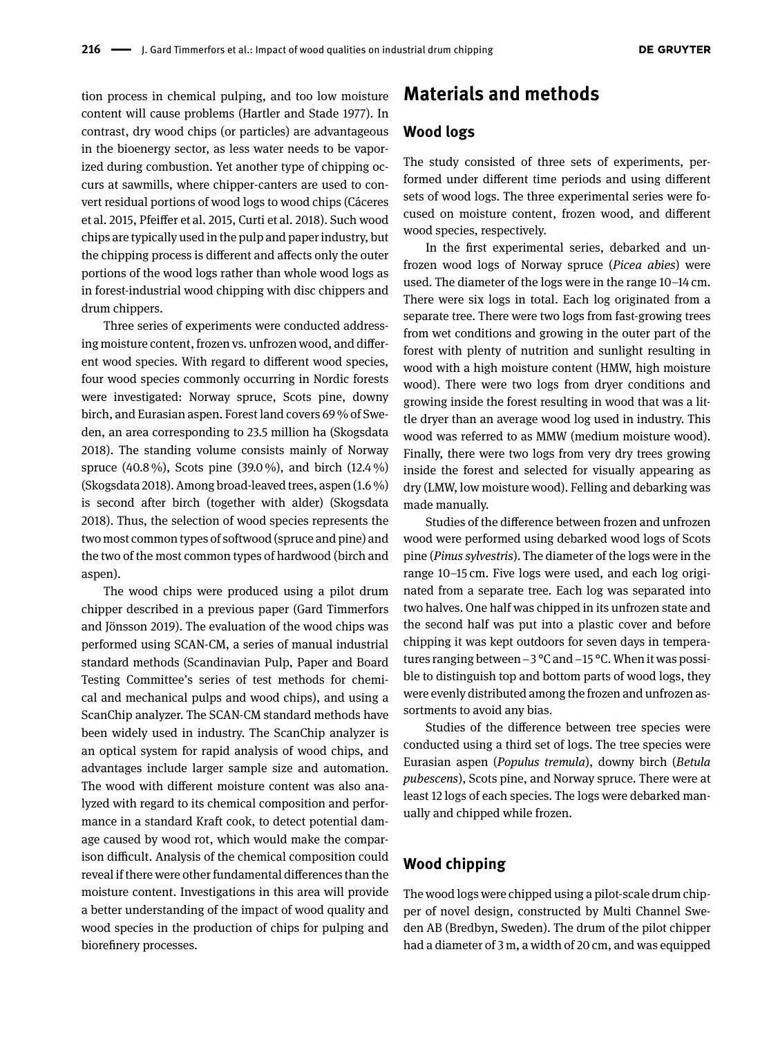tion process in chemical pulping, and too low moisture content will cause problems (Hartler and Stade 1977). In contrast, dry wood chips (or particles) are advantageous in the bioenergy sector, as less water needs to be vaporized during combustion. Yet another type of chipping occurs at sawmills, where chipper-canters are used to convert residual portions of wood logs to wood chips (Cáceres et al. 2015, Pfeiffer et al. 2015, Curti et al. 2018). Such wood chips are typically used in the pulp and paper industry, but the chipping process is different and affects only the outer portions of the wood logs rather than whole wood logs as in forest-industrial wood chipping with disc chippers and drum chippers.

Three series of experiments were conducted addressing moisture content, frozen vs. unfrozen wood, and different wood species. With regard to different wood species, four wood species commonly occurring in Nordic forests were investigated: Norway spruce, Scots pine, downy birch, and Eurasian aspen. Forest land covers 69 % of Sweden, an area corresponding to 23.5 million ha (Skogsdata 2018). The standing volume consists mainly of Norway spruce (40.8 %), Scots pine (39.0 %), and birch (12.4 %) (Skogsdata 2018). Among broad-leaved trees, aspen (1.6 %) is second after birch (together with alder) (Skogsdata 2018). Thus, the selection of wood species represents the two most common types of softwood (spruce and pine) and the two of the most common types of hardwood (birch and aspen).

The wood chips were produced using a pilot drum chipper described in a previous paper (Gard Timmerfors and Jönsson 2019). The evaluation of the wood chips was performed using SCAN-CM, a series of manual industrial standard methods (Scandinavian Pulp, Paper and Board Testing Committee's series of test methods for chemical and mechanical pulps and wood chips), and using a ScanChip analyzer. The SCAN-CM standard methods have been widely used in industry. The ScanChip analyzer is an optical system for rapid analysis of wood chips, and advantages include larger sample size and automation. The wood with different moisture content was also analyzed with regard to its chemical composition and performance in a standard Kraft cook, to detect potential damage caused by wood rot, which would make the comparison difficult. Analysis of the chemical composition could reveal if there were other fundamental differences than the moisture content. Investigations in this area will provide a better understanding of the impact of wood quality and wood species in the production of chips for pulping and biorefinery processes.

# Materials and methods

## Wood logs

The study consisted of three sets of experiments, performed under different time periods and using different sets of wood logs. The three experimental series were focused on moisture content, frozen wood, and different wood species, respectively.

In the first experimental series, debarked and unfrozen wood logs of Norway spruce (*Picea abies*) were used. The diameter of the logs were in the range 10–14 cm. There were six logs in total. Each log originated from a separate tree. There were two logs from fast-growing trees from wet conditions and growing in the outer part of the forest with plenty of nutrition and sunlight resulting in wood with a high moisture content (HMW, high moisture wood). There were two logs from dryer conditions and growing inside the forest resulting in wood that was a little dryer than an average wood log used in industry. This wood was referred to as MMW (medium moisture wood). Finally, there were two logs from very dry trees growing inside the forest and selected for visually appearing as dry (LMW, low moisture wood). Felling and debarking was made manually.

Studies of the difference between frozen and unfrozen wood were performed using debarked wood logs of Scots pine (*Pinus sylvestris*). The diameter of the logs were in the range 10–15 cm. Five logs were used, and each log originated from a separate tree. Each log was separated into two halves. One half was chipped in its unfrozen state and the second half was put into a plastic cover and before chipping it was kept outdoors for seven days in temperatures ranging between −3 °C and −15 °C. When it was possible to distinguish top and bottom parts of wood logs, they were evenly distributed among the frozen and unfrozen assortments to avoid any bias.

Studies of the difference between tree species were conducted using a third set of logs. The tree species were Eurasian aspen (*Populus tremula*), downy birch (*Betula pubescens*), Scots pine, and Norway spruce. There were at least 12 logs of each species. The logs were debarked manually and chipped while frozen.

## Wood chipping

The wood logs were chipped using a pilot-scale drum chipper of novel design, constructed by Multi Channel Sweden AB (Bredbyn, Sweden). The drum of the pilot chipper had a diameter of 3 m, a width of 20 cm, and was equipped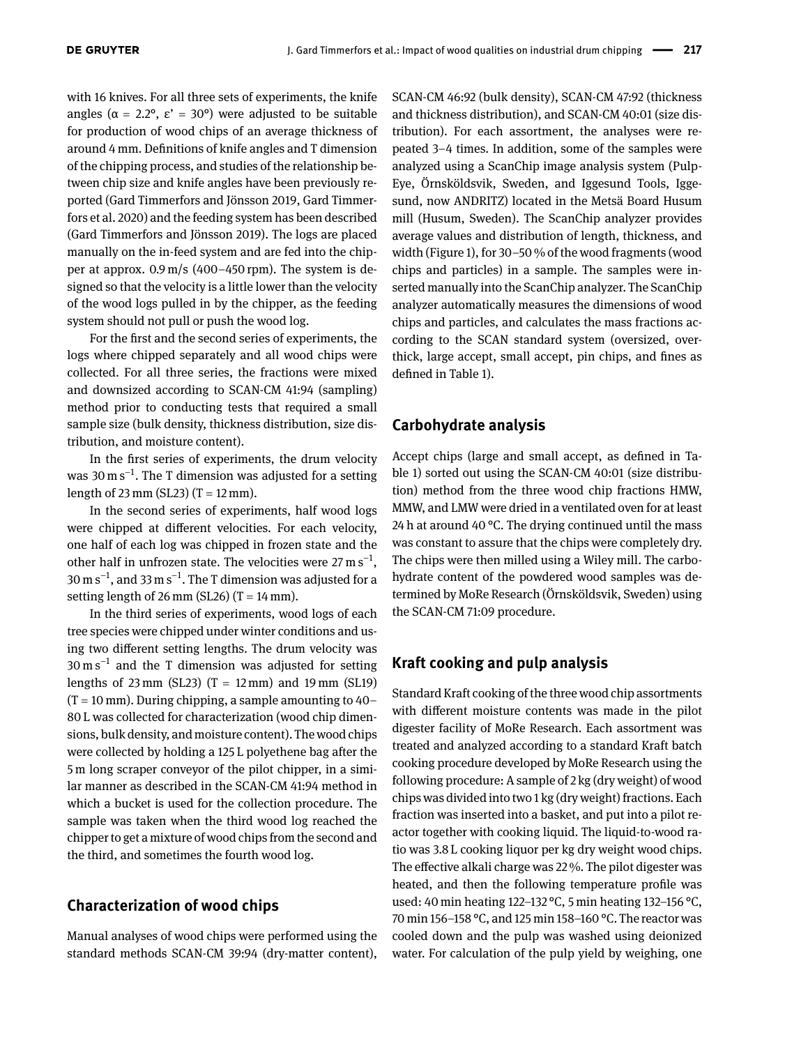with 16 knives. For all three sets of experiments, the knife angles ($\alpha$ = 2.2°, $\varepsilon'$ = 30°) were adjusted to be suitable for production of wood chips of an average thickness of around 4 mm. Definitions of knife angles and T dimension of the chipping process, and studies of the relationship between chip size and knife angles have been previously reported (Gard Timmerfors and Jönsson 2019, Gard Timmerfors et al. 2020) and the feeding system has been described (Gard Timmerfors and Jönsson 2019). The logs are placed manually on the in-feed system and are fed into the chipper at approx. 0.9 m/s (400–450 rpm). The system is designed so that the velocity is a little lower than the velocity of the wood logs pulled in by the chipper, as the feeding system should not pull or push the wood log.

For the first and the second series of experiments, the logs where chipped separately and all wood chips were collected. For all three series, the fractions were mixed and downsized according to SCAN-CM 41:94 (sampling) method prior to conducting tests that required a small sample size (bulk density, thickness distribution, size distribution, and moisture content).

In the first series of experiments, the drum velocity was 30 m $s^{-1}$. The T dimension was adjusted for a setting length of 23 mm (SL23) (T = 12 mm).

In the second series of experiments, half wood logs were chipped at different velocities. For each velocity, one half of each log was chipped in frozen state and the other half in unfrozen state. The velocities were 27 m $s^{-1}$, 30 m $s^{-1}$, and 33 m $s^{-1}$. The T dimension was adjusted for a setting length of 26 mm (SL26) (T = 14 mm).

In the third series of experiments, wood logs of each tree species were chipped under winter conditions and using two different setting lengths. The drum velocity was 30 m $s^{-1}$ and the T dimension was adjusted for setting lengths of 23 mm (SL23) (T = 12 mm) and 19 mm (SL19) (T = 10 mm). During chipping, a sample amounting to 40–80 L was collected for characterization (wood chip dimensions, bulk density, and moisture content). The wood chips were collected by holding a 125 L polyethene bag after the 5 m long scraper conveyor of the pilot chipper, in a similar manner as described in the SCAN-CM 41:94 method in which a bucket is used for the collection procedure. The sample was taken when the third wood log reached the chipper to get a mixture of wood chips from the second and the third, and sometimes the fourth wood log.

## Characterization of wood chips

Manual analyses of wood chips were performed using the standard methods SCAN-CM 39:94 (dry-matter content), SCAN-CM 46:92 (bulk density), SCAN-CM 47:92 (thickness and thickness distribution), and SCAN-CM 40:01 (size distribution). For each assortment, the analyses were repeated 3–4 times. In addition, some of the samples were analyzed using a ScanChip image analysis system (PulpEye, Örnsköldsvik, Sweden, and Iggesund Tools, Iggesund, now ANDRITZ) located in the Metsä Board Husum mill (Husum, Sweden). The ScanChip analyzer provides average values and distribution of length, thickness, and width (Figure 1), for 30–50 % of the wood fragments (wood chips and particles) in a sample. The samples were inserted manually into the ScanChip analyzer. The ScanChip analyzer automatically measures the dimensions of wood chips and particles, and calculates the mass fractions according to the SCAN standard system (oversized, overthick, large accept, small accept, pin chips, and fines as defined in Table 1).

## Carbohydrate analysis

Accept chips (large and small accept, as defined in Table 1) sorted out using the SCAN-CM 40:01 (size distribution) method from the three wood chip fractions HMW, MMW, and LMW were dried in a ventilated oven for at least 24 h at around 40 °C. The drying continued until the mass was constant to assure that the chips were completely dry. The chips were then milled using a Wiley mill. The carbohydrate content of the powdered wood samples was determined by MoRe Research (Örnsköldsvik, Sweden) using the SCAN-CM 71:09 procedure.

## Kraft cooking and pulp analysis

Standard Kraft cooking of the three wood chip assortments with different moisture contents was made in the pilot digester facility of MoRe Research. Each assortment was treated and analyzed according to a standard Kraft batch cooking procedure developed by MoRe Research using the following procedure: A sample of 2 kg (dry weight) of wood chips was divided into two 1 kg (dry weight) fractions. Each fraction was inserted into a basket, and put into a pilot reactor together with cooking liquid. The liquid-to-wood ratio was 3.8 L cooking liquor per kg dry weight wood chips. The effective alkali charge was 22 %. The pilot digester was heated, and then the following temperature profile was used: 40 min heating 122–132 °C, 5 min heating 132–156 °C, 70 min 156–158 °C, and 125 min 158–160 °C. The reactor was cooled down and the pulp was washed using deionized water. For calculation of the pulp yield by weighing, one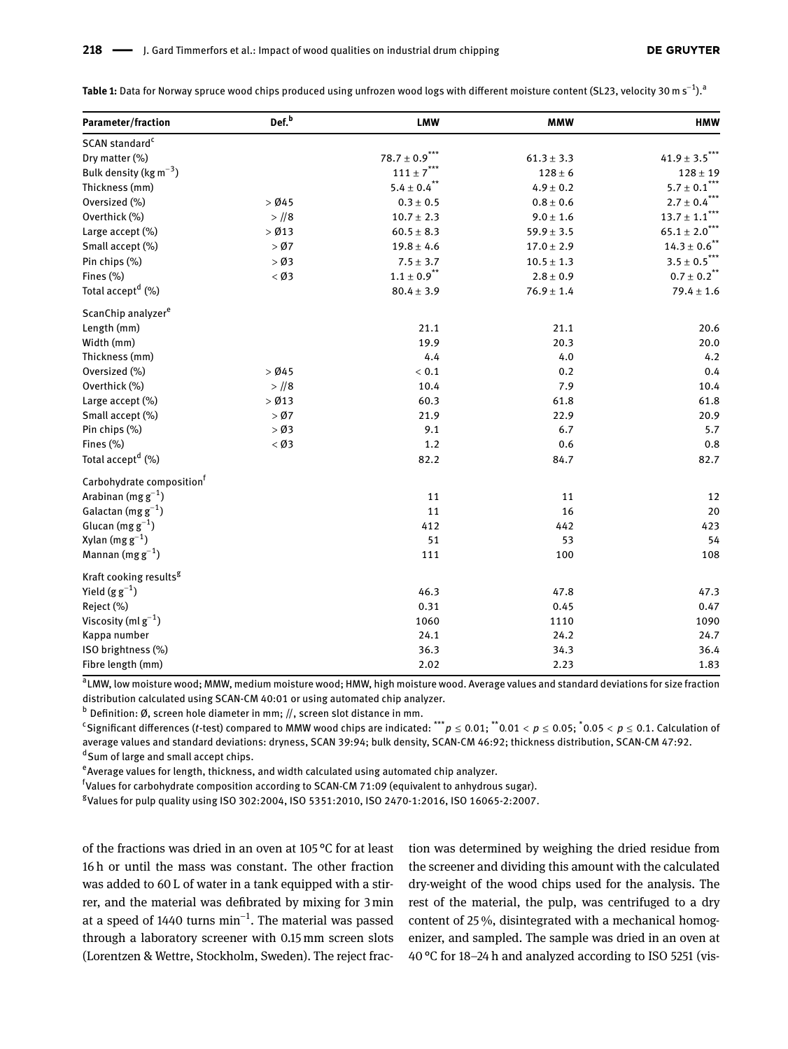**Table 1:** Data for Norway spruce wood chips produced using unfrozen wood logs with different moisture content (SL23, velocity 30 m s$^{-1}$).[a]

| Parameter/fraction | Def.[b] | LMW | MMW | HMW |
|---|---|---|---|---|
| SCAN standard[c] | | | | |
| Dry matter (%) | | $78.7 \pm 0.9^{***}$ | $61.3 \pm 3.3$ | $41.9 \pm 3.5^{***}$ |
| Bulk density (kg m$^{-3}$) | | $111 \pm 7^{***}$ | $128 \pm 6$ | $128 \pm 19$ |
| Thickness (mm) | | $5.4 \pm 0.4^{**}$ | $4.9 \pm 0.2$ | $5.7 \pm 0.1^{***}$ |
| Oversized (%) | > Ø45 | $0.3 \pm 0.5$ | $0.8 \pm 0.6$ | $2.7 \pm 0.4^{***}$ |
| Overthick (%) | > //8 | $10.7 \pm 2.3$ | $9.0 \pm 1.6$ | $13.7 \pm 1.1^{***}$ |
| Large accept (%) | > Ø13 | $60.5 \pm 8.3$ | $59.9 \pm 3.5$ | $65.1 \pm 2.0^{***}$ |
| Small accept (%) | > Ø7 | $19.8 \pm 4.6$ | $17.0 \pm 2.9$ | $14.3 \pm 0.6^{**}$ |
| Pin chips (%) | > Ø3 | $7.5 \pm 3.7$ | $10.5 \pm 1.3$ | $3.5 \pm 0.5^{***}$ |
| Fines (%) | < Ø3 | $1.1 \pm 0.9^{**}$ | $2.8 \pm 0.9$ | $0.7 \pm 0.2^{**}$ |
| Total accept[d] (%) | | $80.4 \pm 3.9$ | $76.9 \pm 1.4$ | $79.4 \pm 1.6$ |
| ScanChip analyzer[e] | | | | |
| Length (mm) | | 21.1 | 21.1 | 20.6 |
| Width (mm) | | 19.9 | 20.3 | 20.0 |
| Thickness (mm) | | 4.4 | 4.0 | 4.2 |
| Oversized (%) | > Ø45 | < 0.1 | 0.2 | 0.4 |
| Overthick (%) | > //8 | 10.4 | 7.9 | 10.4 |
| Large accept (%) | > Ø13 | 60.3 | 61.8 | 61.8 |
| Small accept (%) | > Ø7 | 21.9 | 22.9 | 20.9 |
| Pin chips (%) | > Ø3 | 9.1 | 6.7 | 5.7 |
| Fines (%) | < Ø3 | 1.2 | 0.6 | 0.8 |
| Total accept[d] (%) | | 82.2 | 84.7 | 82.7 |
| Carbohydrate composition[f] | | | | |
| Arabinan (mg g$^{-1}$) | | 11 | 11 | 12 |
| Galactan (mg g$^{-1}$) | | 11 | 16 | 20 |
| Glucan (mg g$^{-1}$) | | 412 | 442 | 423 |
| Xylan (mg g$^{-1}$) | | 51 | 53 | 54 |
| Mannan (mg g$^{-1}$) | | 111 | 100 | 108 |
| Kraft cooking results[g] | | | | |
| Yield (g g$^{-1}$) | | 46.3 | 47.8 | 47.3 |
| Reject (%) | | 0.31 | 0.45 | 0.47 |
| Viscosity (ml g$^{-1}$) | | 1060 | 1110 | 1090 |
| Kappa number | | 24.1 | 24.2 | 24.7 |
| ISO brightness (%) | | 36.3 | 34.3 | 36.4 |
| Fibre length (mm) | | 2.02 | 2.23 | 1.83 |

[a]LMW, low moisture wood; MMW, medium moisture wood; HMW, high moisture wood. Average values and standard deviations for size fraction distribution calculated using SCAN-CM 40:01 or using automated chip analyzer.
[b] Definition: Ø, screen hole diameter in mm; //, screen slot distance in mm.
[c]Significant differences (*t*-test) compared to MMW wood chips are indicated: $^{***}p \leq 0.01$; $^{**}0.01 < p \leq 0.05$; $^{*}0.05 < p \leq 0.1$. Calculation of average values and standard deviations: dryness, SCAN 39:94; bulk density, SCAN-CM 46:92; thickness distribution, SCAN-CM 47:92.
[d]Sum of large and small accept chips.
[e]Average values for length, thickness, and width calculated using automated chip analyzer.
[f]Values for carbohydrate composition according to SCAN-CM 71:09 (equivalent to anhydrous sugar).
[g]Values for pulp quality using ISO 302:2004, ISO 5351:2010, ISO 2470-1:2016, ISO 16065-2:2007.

of the fractions was dried in an oven at 105 °C for at least 16 h or until the mass was constant. The other fraction was added to 60 L of water in a tank equipped with a stirrer, and the material was defibrated by mixing for 3 min at a speed of 1440 turns min$^{-1}$. The material was passed through a laboratory screener with 0.15 mm screen slots (Lorentzen & Wettre, Stockholm, Sweden). The reject fraction was determined by weighing the dried residue from the screener and dividing this amount with the calculated dry-weight of the wood chips used for the analysis. The rest of the material, the pulp, was centrifuged to a dry content of 25 %, disintegrated with a mechanical homogenizer, and sampled. The sample was dried in an oven at 40 °C for 18–24 h and analyzed according to ISO 5251 (vis-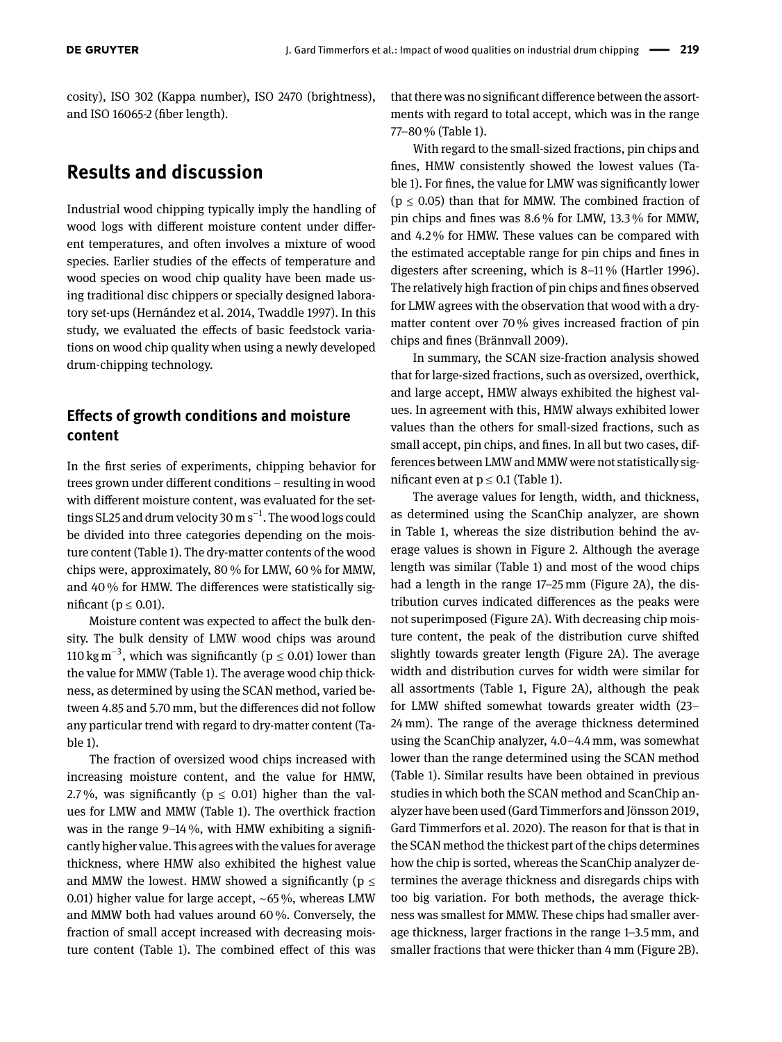cosity), ISO 302 (Kappa number), ISO 2470 (brightness), and ISO 16065-2 (fiber length).

## Results and discussion

Industrial wood chipping typically imply the handling of wood logs with different moisture content under different temperatures, and often involves a mixture of wood species. Earlier studies of the effects of temperature and wood species on wood chip quality have been made using traditional disc chippers or specially designed laboratory set-ups (Hernández et al. 2014, Twaddle 1997). In this study, we evaluated the effects of basic feedstock variations on wood chip quality when using a newly developed drum-chipping technology.

### Effects of growth conditions and moisture content

In the first series of experiments, chipping behavior for trees grown under different conditions – resulting in wood with different moisture content, was evaluated for the settings SL25 and drum velocity 30 m s$^{-1}$. The wood logs could be divided into three categories depending on the moisture content (Table 1). The dry-matter contents of the wood chips were, approximately, 80 % for LMW, 60 % for MMW, and 40 % for HMW. The differences were statistically significant ($p \leq 0.01$).

Moisture content was expected to affect the bulk density. The bulk density of LMW wood chips was around 110 kg m$^{-3}$, which was significantly ($p \leq 0.01$) lower than the value for MMW (Table 1). The average wood chip thickness, as determined by using the SCAN method, varied between 4.85 and 5.70 mm, but the differences did not follow any particular trend with regard to dry-matter content (Table 1).

The fraction of oversized wood chips increased with increasing moisture content, and the value for HMW, 2.7 %, was significantly ($p \leq 0.01$) higher than the values for LMW and MMW (Table 1). The overthick fraction was in the range 9–14 %, with HMW exhibiting a significantly higher value. This agrees with the values for average thickness, where HMW also exhibited the highest value and MMW the lowest. HMW showed a significantly ($p \leq 0.01$) higher value for large accept, ~65 %, whereas LMW and MMW both had values around 60 %. Conversely, the fraction of small accept increased with decreasing moisture content (Table 1). The combined effect of this was that there was no significant difference between the assortments with regard to total accept, which was in the range 77–80 % (Table 1).

With regard to the small-sized fractions, pin chips and fines, HMW consistently showed the lowest values (Table 1). For fines, the value for LMW was significantly lower ($p \leq 0.05$) than that for MMW. The combined fraction of pin chips and fines was 8.6 % for LMW, 13.3 % for MMW, and 4.2 % for HMW. These values can be compared with the estimated acceptable range for pin chips and fines in digesters after screening, which is 8–11 % (Hartler 1996). The relatively high fraction of pin chips and fines observed for LMW agrees with the observation that wood with a dry-matter content over 70 % gives increased fraction of pin chips and fines (Brännvall 2009).

In summary, the SCAN size-fraction analysis showed that for large-sized fractions, such as oversized, overthick, and large accept, HMW always exhibited the highest values. In agreement with this, HMW always exhibited lower values than the others for small-sized fractions, such as small accept, pin chips, and fines. In all but two cases, differences between LMW and MMW were not statistically significant even at $p \leq 0.1$ (Table 1).

The average values for length, width, and thickness, as determined using the ScanChip analyzer, are shown in Table 1, whereas the size distribution behind the average values is shown in Figure 2. Although the average length was similar (Table 1) and most of the wood chips had a length in the range 17–25 mm (Figure 2A), the distribution curves indicated differences as the peaks were not superimposed (Figure 2A). With decreasing chip moisture content, the peak of the distribution curve shifted slightly towards greater length (Figure 2A). The average width and distribution curves for width were similar for all assortments (Table 1, Figure 2A), although the peak for LMW shifted somewhat towards greater width (23–24 mm). The range of the average thickness determined using the ScanChip analyzer, 4.0–4.4 mm, was somewhat lower than the range determined using the SCAN method (Table 1). Similar results have been obtained in previous studies in which both the SCAN method and ScanChip analyzer have been used (Gard Timmerfors and Jönsson 2019, Gard Timmerfors et al. 2020). The reason for that is that in the SCAN method the thickest part of the chips determines how the chip is sorted, whereas the ScanChip analyzer determines the average thickness and disregards chips with too big variation. For both methods, the average thickness was smallest for MMW. These chips had smaller average thickness, larger fractions in the range 1–3.5 mm, and smaller fractions that were thicker than 4 mm (Figure 2B).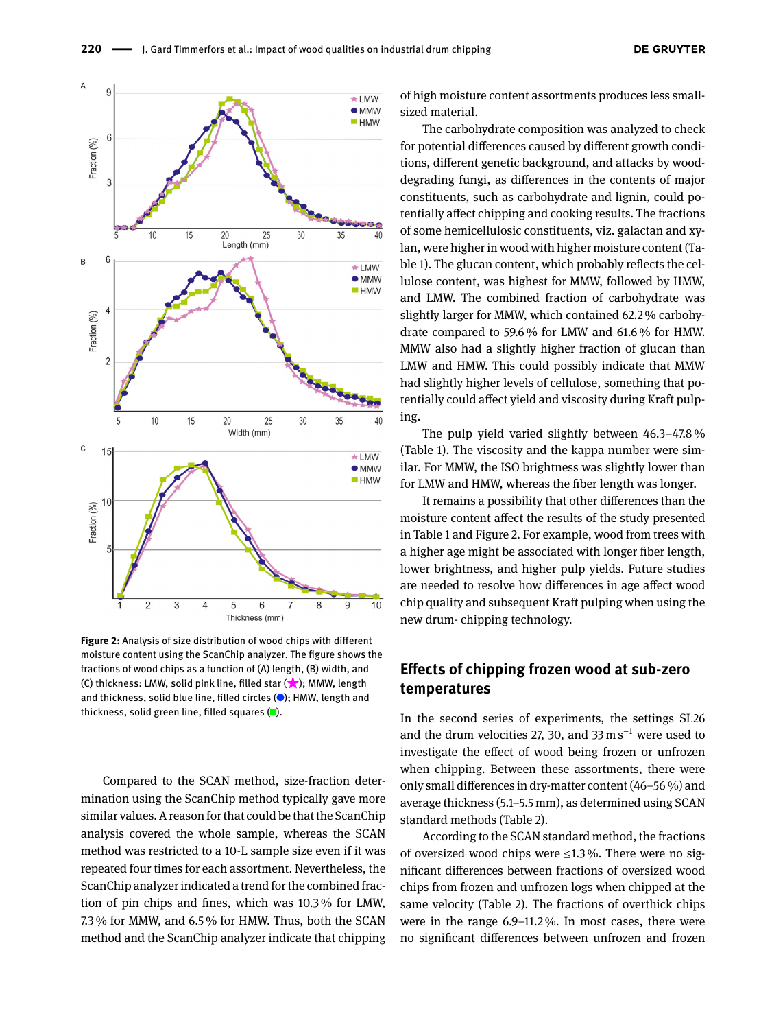Figure 2: Analysis of size distribution of wood chips with different moisture content using the ScanChip analyzer. The figure shows the fractions of wood chips as a function of (A) length, (B) width, and (C) thickness: LMW, solid pink line, filled star (★); MMW, length and thickness, solid blue line, filled circles (●); HMW, length and thickness, solid green line, filled squares (■).

Compared to the SCAN method, size-fraction determination using the ScanChip method typically gave more similar values. A reason for that could be that the ScanChip analysis covered the whole sample, whereas the SCAN method was restricted to a 10-L sample size even if it was repeated four times for each assortment. Nevertheless, the ScanChip analyzer indicated a trend for the combined fraction of pin chips and fines, which was 10.3 % for LMW, 7.3 % for MMW, and 6.5 % for HMW. Thus, both the SCAN method and the ScanChip analyzer indicate that chipping of high moisture content assortments produces less small-sized material.

The carbohydrate composition was analyzed to check for potential differences caused by different growth conditions, different genetic background, and attacks by wood-degrading fungi, as differences in the contents of major constituents, such as carbohydrate and lignin, could potentially affect chipping and cooking results. The fractions of some hemicellulosic constituents, viz. galactan and xylan, were higher in wood with higher moisture content (Table 1). The glucan content, which probably reflects the cellulose content, was highest for MMW, followed by HMW, and LMW. The combined fraction of carbohydrate was slightly larger for MMW, which contained 62.2 % carbohydrate compared to 59.6 % for LMW and 61.6 % for HMW. MMW also had a slightly higher fraction of glucan than LMW and HMW. This could possibly indicate that MMW had slightly higher levels of cellulose, something that potentially could affect yield and viscosity during Kraft pulping.

The pulp yield varied slightly between 46.3–47.8 % (Table 1). The viscosity and the kappa number were similar. For MMW, the ISO brightness was slightly lower than for LMW and HMW, whereas the fiber length was longer.

It remains a possibility that other differences than the moisture content affect the results of the study presented in Table 1 and Figure 2. For example, wood from trees with a higher age might be associated with longer fiber length, lower brightness, and higher pulp yields. Future studies are needed to resolve how differences in age affect wood chip quality and subsequent Kraft pulping when using the new drum- chipping technology.

## Effects of chipping frozen wood at sub-zero temperatures

In the second series of experiments, the settings SL26 and the drum velocities 27, 30, and 33 $m\,s^{-1}$ were used to investigate the effect of wood being frozen or unfrozen when chipping. Between these assortments, there were only small differences in dry-matter content (46–56 %) and average thickness (5.1–5.5 mm), as determined using SCAN standard methods (Table 2).

According to the SCAN standard method, the fractions of oversized wood chips were ≤1.3 %. There were no significant differences between fractions of oversized wood chips from frozen and unfrozen logs when chipped at the same velocity (Table 2). The fractions of overthick chips were in the range 6.9–11.2 %. In most cases, there were no significant differences between unfrozen and frozen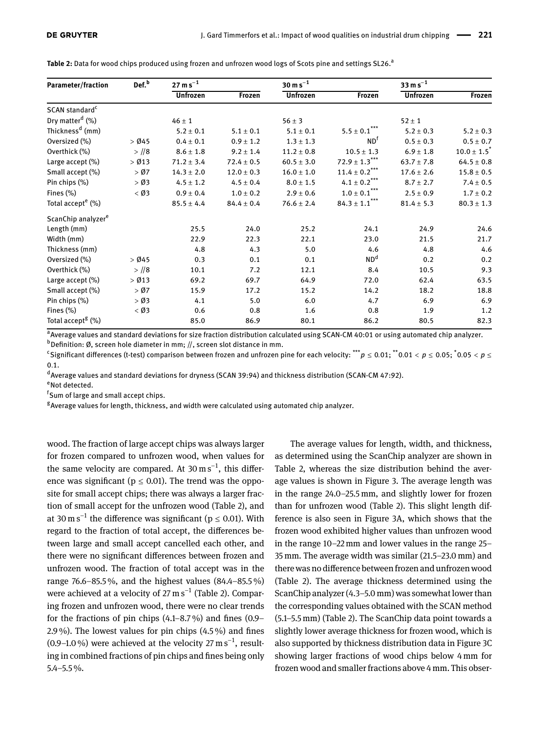**Table 2:** Data for wood chips produced using frozen and unfrozen wood logs of Scots pine and settings SL26.[a]

| Parameter/fraction | Def.[b] | $27\ m\,s^{-1}$ | | $30\ m\,s^{-1}$ | | $33\ m\,s^{-1}$ | |
|---|---|---|---|---|---|---|---|
| | | Unfrozen | Frozen | Unfrozen | Frozen | Unfrozen | Frozen |
| SCAN standard[c] | | | | | | | |
| Dry matter[d] (%) | | 46 ± 1 | | 56 ± 3 | | 52 ± 1 | |
| Thickness[d] (mm) | | 5.2 ± 0.1 | 5.1 ± 0.1 | 5.1 ± 0.1 | 5.5 ± 0.1*** | 5.2 ± 0.3 | 5.2 ± 0.3 |
| Oversized (%) | > Ø45 | 0.4 ± 0.1 | 0.9 ± 1.2 | 1.3 ± 1.3 | ND[f] | 0.5 ± 0.3 | 0.5 ± 0.7 |
| Overthick (%) | > //8 | 8.6 ± 1.8 | 9.2 ± 1.4 | 11.2 ± 0.8 | 10.5 ± 1.3 | 6.9 ± 1.8 | 10.0 ± 1.5* |
| Large accept (%) | > Ø13 | 71.2 ± 3.4 | 72.4 ± 0.5 | 60.5 ± 3.0 | 72.9 ± 1.3*** | 63.7 ± 7.8 | 64.5 ± 0.8 |
| Small accept (%) | > Ø7 | 14.3 ± 2.0 | 12.0 ± 0.3 | 16.0 ± 1.0 | 11.4 ± 0.2*** | 17.6 ± 2.6 | 15.8 ± 0.5 |
| Pin chips (%) | > Ø3 | 4.5 ± 1.2 | 4.5 ± 0.4 | 8.0 ± 1.5 | 4.1 ± 0.2*** | 8.7 ± 2.7 | 7.4 ± 0.5 |
| Fines (%) | < Ø3 | 0.9 ± 0.4 | 1.0 ± 0.2 | 2.9 ± 0.6 | 1.0 ± 0.1*** | 2.5 ± 0.9 | 1.7 ± 0.2 |
| Total accept[e] (%) | | 85.5 ± 4.4 | 84.4 ± 0.4 | 76.6 ± 2.4 | 84.3 ± 1.1*** | 81.4 ± 5.3 | 80.3 ± 1.3 |
| ScanChip analyzer[e] | | | | | | | |
| Length (mm) | | 25.5 | 24.0 | 25.2 | 24.1 | 24.9 | 24.6 |
| Width (mm) | | 22.9 | 22.3 | 22.1 | 23.0 | 21.5 | 21.7 |
| Thickness (mm) | | 4.8 | 4.3 | 5.0 | 4.6 | 4.8 | 4.6 |
| Oversized (%) | > Ø45 | 0.3 | 0.1 | 0.1 | ND[d] | 0.2 | 0.2 |
| Overthick (%) | > //8 | 10.1 | 7.2 | 12.1 | 8.4 | 10.5 | 9.3 |
| Large accept (%) | > Ø13 | 69.2 | 69.7 | 64.9 | 72.0 | 62.4 | 63.5 |
| Small accept (%) | > Ø7 | 15.9 | 17.2 | 15.2 | 14.2 | 18.2 | 18.8 |
| Pin chips (%) | > Ø3 | 4.1 | 5.0 | 6.0 | 4.7 | 6.9 | 6.9 |
| Fines (%) | < Ø3 | 0.6 | 0.8 | 1.6 | 0.8 | 1.9 | 1.2 |
| Total accept[g] (%) | | 85.0 | 86.9 | 80.1 | 86.2 | 80.5 | 82.3 |

[a]Average values and standard deviations for size fraction distribution calculated using SCAN-CM 40:01 or using automated chip analyzer.
[b]Definition: Ø, screen hole diameter in mm; //, screen slot distance in mm.
[c]Significant differences (t-test) comparison between frozen and unfrozen pine for each velocity: *** $p \leq 0.01$; ** $0.01 < p \leq 0.05$; * $0.05 < p \leq 0.1$.
[d]Average values and standard deviations for dryness (SCAN 39:94) and thickness distribution (SCAN-CM 47:92).
[e]Not detected.
[f]Sum of large and small accept chips.
[g]Average values for length, thickness, and width were calculated using automated chip analyzer.

wood. The fraction of large accept chips was always larger for frozen compared to unfrozen wood, when values for the same velocity are compared. At $30\ m\,s^{-1}$, this difference was significant ($p \leq 0.01$). The trend was the opposite for small accept chips; there was always a larger fraction of small accept for the unfrozen wood (Table 2), and at $30\ m\,s^{-1}$ the difference was significant ($p \leq 0.01$). With regard to the fraction of total accept, the differences between large and small accept cancelled each other, and there were no significant differences between frozen and unfrozen wood. The fraction of total accept was in the range 76.6–85.5 %, and the highest values (84.4–85.5 %) were achieved at a velocity of $27\ m\,s^{-1}$ (Table 2). Comparing frozen and unfrozen wood, there were no clear trends for the fractions of pin chips (4.1–8.7 %) and fines (0.9–2.9 %). The lowest values for pin chips (4.5 %) and fines (0.9–1.0 %) were achieved at the velocity $27\ m\,s^{-1}$, resulting in combined fractions of pin chips and fines being only 5.4–5.5 %.

The average values for length, width, and thickness, as determined using the ScanChip analyzer are shown in Table 2, whereas the size distribution behind the average values is shown in Figure 3. The average length was in the range 24.0–25.5 mm, and slightly lower for frozen than for unfrozen wood (Table 2). This slight length difference is also seen in Figure 3A, which shows that the frozen wood exhibited higher values than unfrozen wood in the range 10–22 mm and lower values in the range 25–35 mm. The average width was similar (21.5–23.0 mm) and there was no difference between frozen and unfrozen wood (Table 2). The average thickness determined using the ScanChip analyzer (4.3–5.0 mm) was somewhat lower than the corresponding values obtained with the SCAN method (5.1–5.5 mm) (Table 2). The ScanChip data point towards a slightly lower average thickness for frozen wood, which is also supported by thickness distribution data in Figure 3C showing larger fractions of wood chips below 4 mm for frozen wood and smaller fractions above 4 mm. This obser-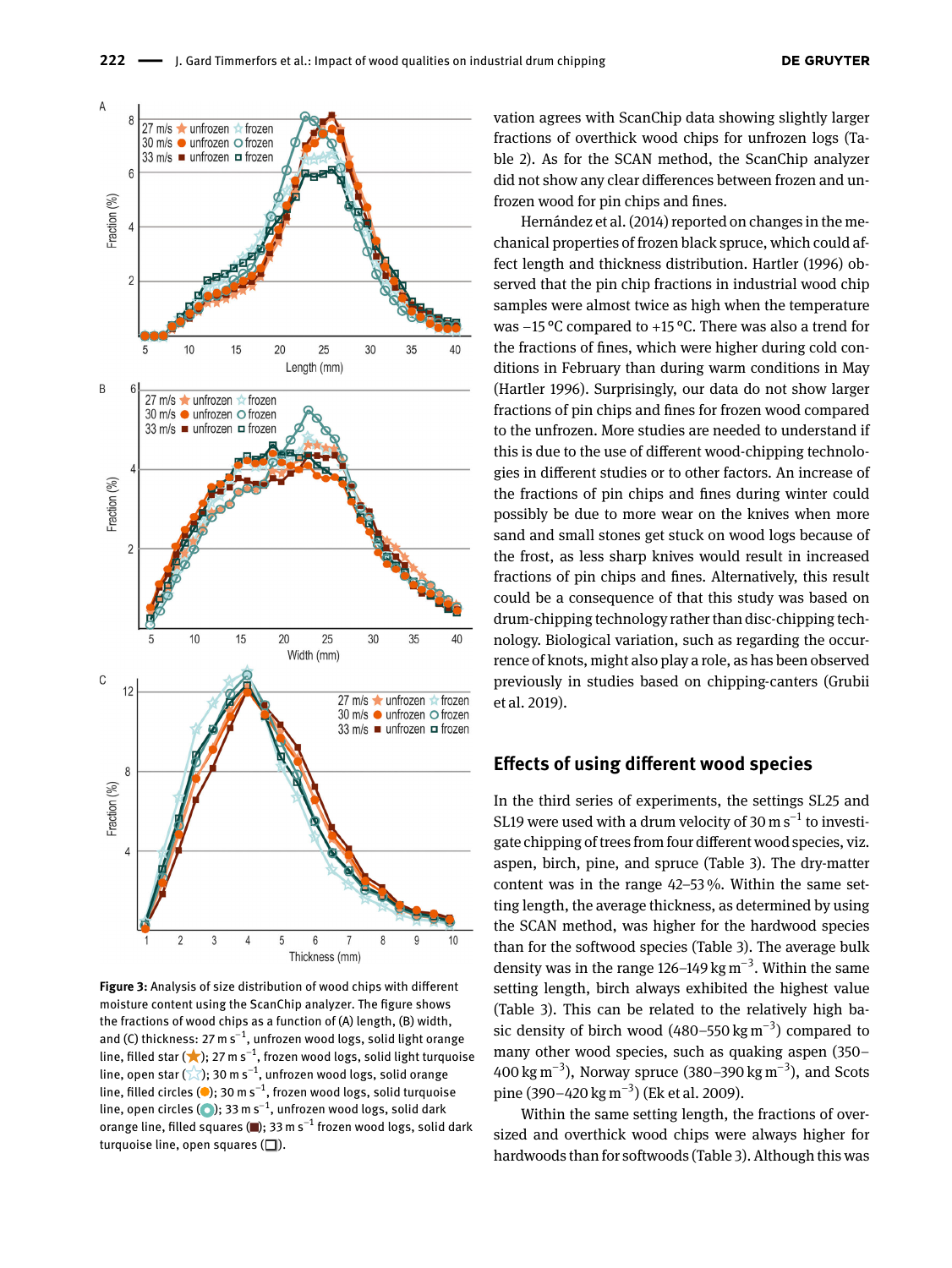**Figure 3:** Analysis of size distribution of wood chips with different moisture content using the ScanChip analyzer. The figure shows the fractions of wood chips as a function of (A) length, (B) width, and (C) thickness: 27 m s$^{-1}$, unfrozen wood logs, solid light orange line, filled star (★); 27 m s$^{-1}$, frozen wood logs, solid light turquoise line, open star (☆); 30 m s$^{-1}$, unfrozen wood logs, solid orange line, filled circles (●); 30 m s$^{-1}$, frozen wood logs, solid turquoise line, open circles (○); 33 m s$^{-1}$, unfrozen wood logs, solid dark orange line, filled squares (■); 33 m s$^{-1}$ frozen wood logs, solid dark turquoise line, open squares (□).

vation agrees with ScanChip data showing slightly larger fractions of overthick wood chips for unfrozen logs (Table 2). As for the SCAN method, the ScanChip analyzer did not show any clear differences between frozen and unfrozen wood for pin chips and fines.

Hernández et al. (2014) reported on changes in the mechanical properties of frozen black spruce, which could affect length and thickness distribution. Hartler (1996) observed that the pin chip fractions in industrial wood chip samples were almost twice as high when the temperature was –15 °C compared to +15 °C. There was also a trend for the fractions of fines, which were higher during cold conditions in February than during warm conditions in May (Hartler 1996). Surprisingly, our data do not show larger fractions of pin chips and fines for frozen wood compared to the unfrozen. More studies are needed to understand if this is due to the use of different wood-chipping technologies in different studies or to other factors. An increase of the fractions of pin chips and fines during winter could possibly be due to more wear on the knives when more sand and small stones get stuck on wood logs because of the frost, as less sharp knives would result in increased fractions of pin chips and fines. Alternatively, this result could be a consequence of that this study was based on drum-chipping technology rather than disc-chipping technology. Biological variation, such as regarding the occurrence of knots, might also play a role, as has been observed previously in studies based on chipping-canters (Grubii et al. 2019).

## Effects of using different wood species

In the third series of experiments, the settings SL25 and SL19 were used with a drum velocity of 30 m s$^{-1}$ to investigate chipping of trees from four different wood species, viz. aspen, birch, pine, and spruce (Table 3). The dry-matter content was in the range 42–53 %. Within the same setting length, the average thickness, as determined by using the SCAN method, was higher for the hardwood species than for the softwood species (Table 3). The average bulk density was in the range 126–149 kg m$^{-3}$. Within the same setting length, birch always exhibited the highest value (Table 3). This can be related to the relatively high basic density of birch wood (480–550 kg m$^{-3}$) compared to many other wood species, such as quaking aspen (350–400 kg m$^{-3}$), Norway spruce (380–390 kg m$^{-3}$), and Scots pine (390–420 kg m$^{-3}$) (Ek et al. 2009).

Within the same setting length, the fractions of oversized and overthick wood chips were always higher for hardwoods than for softwoods (Table 3). Although this was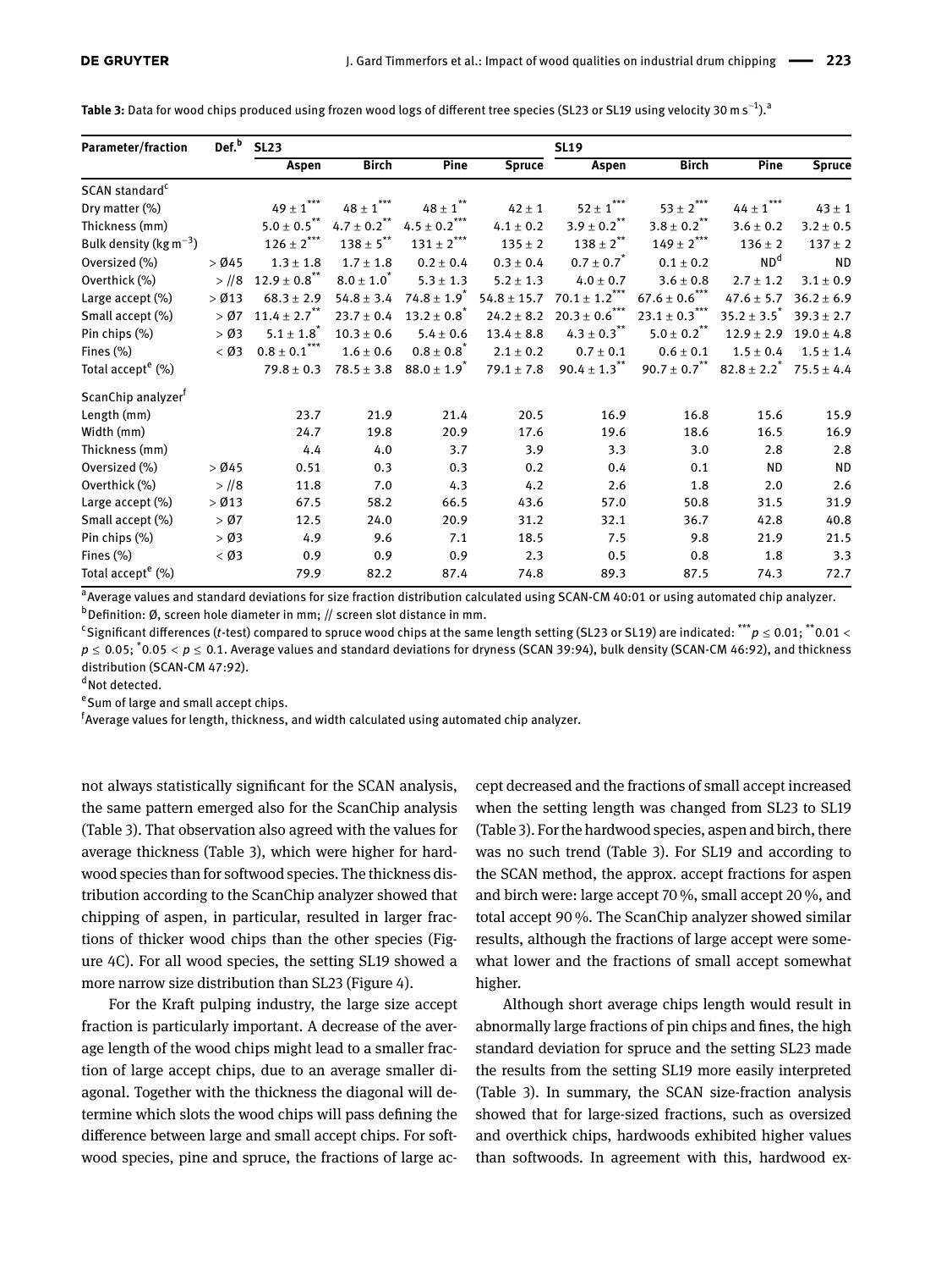**Table 3:** Data for wood chips produced using frozen wood logs of different tree species (SL23 or SL19 using velocity 30 m $s^{-1}$).[a]

| Parameter/fraction | Def.[b] | SL23 | | | | SL19 | | | |
|---|---|---|---|---|---|---|---|---|---|
| | | Aspen | Birch | Pine | Spruce | Aspen | Birch | Pine | Spruce |
| SCAN standard[c] | | | | | | | | | |
| Dry matter (%) | | $49 \pm 1^{***}$ | $48 \pm 1^{***}$ | $48 \pm 1^{**}$ | $42 \pm 1$ | $52 \pm 1^{***}$ | $53 \pm 2^{***}$ | $44 \pm 1^{***}$ | $43 \pm 1$ |
| Thickness (mm) | | $5.0 \pm 0.5^{**}$ | $4.7 \pm 0.2^{**}$ | $4.5 \pm 0.2^{***}$ | $4.1 \pm 0.2$ | $3.9 \pm 0.2^{**}$ | $3.8 \pm 0.2^{**}$ | $3.6 \pm 0.2$ | $3.2 \pm 0.5$ |
| Bulk density (kg $m^{-3}$) | | $126 \pm 2^{***}$ | $138 \pm 5^{**}$ | $131 \pm 2^{***}$ | $135 \pm 2$ | $138 \pm 2^{**}$ | $149 \pm 2^{***}$ | $136 \pm 2$ | $137 \pm 2$ |
| Oversized (%) | > Ø45 | $1.3 \pm 1.8$ | $1.7 \pm 1.8$ | $0.2 \pm 0.4$ | $0.3 \pm 0.4$ | $0.7 \pm 0.7^{*}$ | $0.1 \pm 0.2$ | ND[d] | ND |
| Overthick (%) | > //8 | $12.9 \pm 0.8^{**}$ | $8.0 \pm 1.0^{*}$ | $5.3 \pm 1.3$ | $5.2 \pm 1.3$ | $4.0 \pm 0.7$ | $3.6 \pm 0.8$ | $2.7 \pm 1.2$ | $3.1 \pm 0.9$ |
| Large accept (%) | > Ø13 | $68.3 \pm 2.9$ | $54.8 \pm 3.4$ | $74.8 \pm 1.9^{*}$ | $54.8 \pm 15.7$ | $70.1 \pm 1.2^{***}$ | $67.6 \pm 0.6^{***}$ | $47.6 \pm 5.7$ | $36.2 \pm 6.9$ |
| Small accept (%) | > Ø7 | $11.4 \pm 2.7^{**}$ | $23.7 \pm 0.4$ | $13.2 \pm 0.8^{*}$ | $24.2 \pm 8.2$ | $20.3 \pm 0.6^{***}$ | $23.1 \pm 0.3^{***}$ | $35.2 \pm 3.5^{*}$ | $39.3 \pm 2.7$ |
| Pin chips (%) | > Ø3 | $5.1 \pm 1.8^{*}$ | $10.3 \pm 0.6$ | $5.4 \pm 0.6$ | $13.4 \pm 8.8$ | $4.3 \pm 0.3^{**}$ | $5.0 \pm 0.2^{**}$ | $12.9 \pm 2.9$ | $19.0 \pm 4.8$ |
| Fines (%) | < Ø3 | $0.8 \pm 0.1^{***}$ | $1.6 \pm 0.6$ | $0.8 \pm 0.8^{*}$ | $2.1 \pm 0.2$ | $0.7 \pm 0.1$ | $0.6 \pm 0.1$ | $1.5 \pm 0.4$ | $1.5 \pm 1.4$ |
| Total accept[e] (%) | | $79.8 \pm 0.3$ | $78.5 \pm 3.8$ | $88.0 \pm 1.9^{*}$ | $79.1 \pm 7.8$ | $90.4 \pm 1.3^{**}$ | $90.7 \pm 0.7^{**}$ | $82.8 \pm 2.2^{*}$ | $75.5 \pm 4.4$ |
| ScanChip analyzer[f] | | | | | | | | | |
| Length (mm) | | 23.7 | 21.9 | 21.4 | 20.5 | 16.9 | 16.8 | 15.6 | 15.9 |
| Width (mm) | | 24.7 | 19.8 | 20.9 | 17.6 | 19.6 | 18.6 | 16.5 | 16.9 |
| Thickness (mm) | | 4.4 | 4.0 | 3.7 | 3.9 | 3.3 | 3.0 | 2.8 | 2.8 |
| Oversized (%) | > Ø45 | 0.51 | 0.3 | 0.3 | 0.2 | 0.4 | 0.1 | ND | ND |
| Overthick (%) | > //8 | 11.8 | 7.0 | 4.3 | 4.2 | 2.6 | 1.8 | 2.0 | 2.6 |
| Large accept (%) | > Ø13 | 67.5 | 58.2 | 66.5 | 43.6 | 57.0 | 50.8 | 31.5 | 31.9 |
| Small accept (%) | > Ø7 | 12.5 | 24.0 | 20.9 | 31.2 | 32.1 | 36.7 | 42.8 | 40.8 |
| Pin chips (%) | > Ø3 | 4.9 | 9.6 | 7.1 | 18.5 | 7.5 | 9.8 | 21.9 | 21.5 |
| Fines (%) | < Ø3 | 0.9 | 0.9 | 0.9 | 2.3 | 0.5 | 0.8 | 1.8 | 3.3 |
| Total accept[e] (%) | | 79.9 | 82.2 | 87.4 | 74.8 | 89.3 | 87.5 | 74.3 | 72.7 |

[a]Average values and standard deviations for size fraction distribution calculated using SCAN-CM 40:01 or using automated chip analyzer.
[b]Definition: Ø, screen hole diameter in mm; // screen slot distance in mm.
[c]Significant differences (*t*-test) compared to spruce wood chips at the same length setting (SL23 or SL19) are indicated: $^{***}p \leq 0.01$; $^{**}0.01 < p \leq 0.05$; $^{*}0.05 < p \leq 0.1$. Average values and standard deviations for dryness (SCAN 39:94), bulk density (SCAN-CM 46:92), and thickness distribution (SCAN-CM 47:92).
[d]Not detected.
[e]Sum of large and small accept chips.
[f]Average values for length, thickness, and width calculated using automated chip analyzer.

not always statistically significant for the SCAN analysis, the same pattern emerged also for the ScanChip analysis (Table 3). That observation also agreed with the values for average thickness (Table 3), which were higher for hardwood species than for softwood species. The thickness distribution according to the ScanChip analyzer showed that chipping of aspen, in particular, resulted in larger fractions of thicker wood chips than the other species (Figure 4C). For all wood species, the setting SL19 showed a more narrow size distribution than SL23 (Figure 4).

For the Kraft pulping industry, the large size accept fraction is particularly important. A decrease of the average length of the wood chips might lead to a smaller fraction of large accept chips, due to an average smaller diagonal. Together with the thickness the diagonal will determine which slots the wood chips will pass defining the difference between large and small accept chips. For softwood species, pine and spruce, the fractions of large accept decreased and the fractions of small accept increased when the setting length was changed from SL23 to SL19 (Table 3). For the hardwood species, aspen and birch, there was no such trend (Table 3). For SL19 and according to the SCAN method, the approx. accept fractions for aspen and birch were: large accept 70 %, small accept 20 %, and total accept 90 %. The ScanChip analyzer showed similar results, although the fractions of large accept were somewhat lower and the fractions of small accept somewhat higher.

Although short average chips length would result in abnormally large fractions of pin chips and fines, the high standard deviation for spruce and the setting SL23 made the results from the setting SL19 more easily interpreted (Table 3). In summary, the SCAN size-fraction analysis showed that for large-sized fractions, such as oversized and overthick chips, hardwoods exhibited higher values than softwoods. In agreement with this, hardwood ex-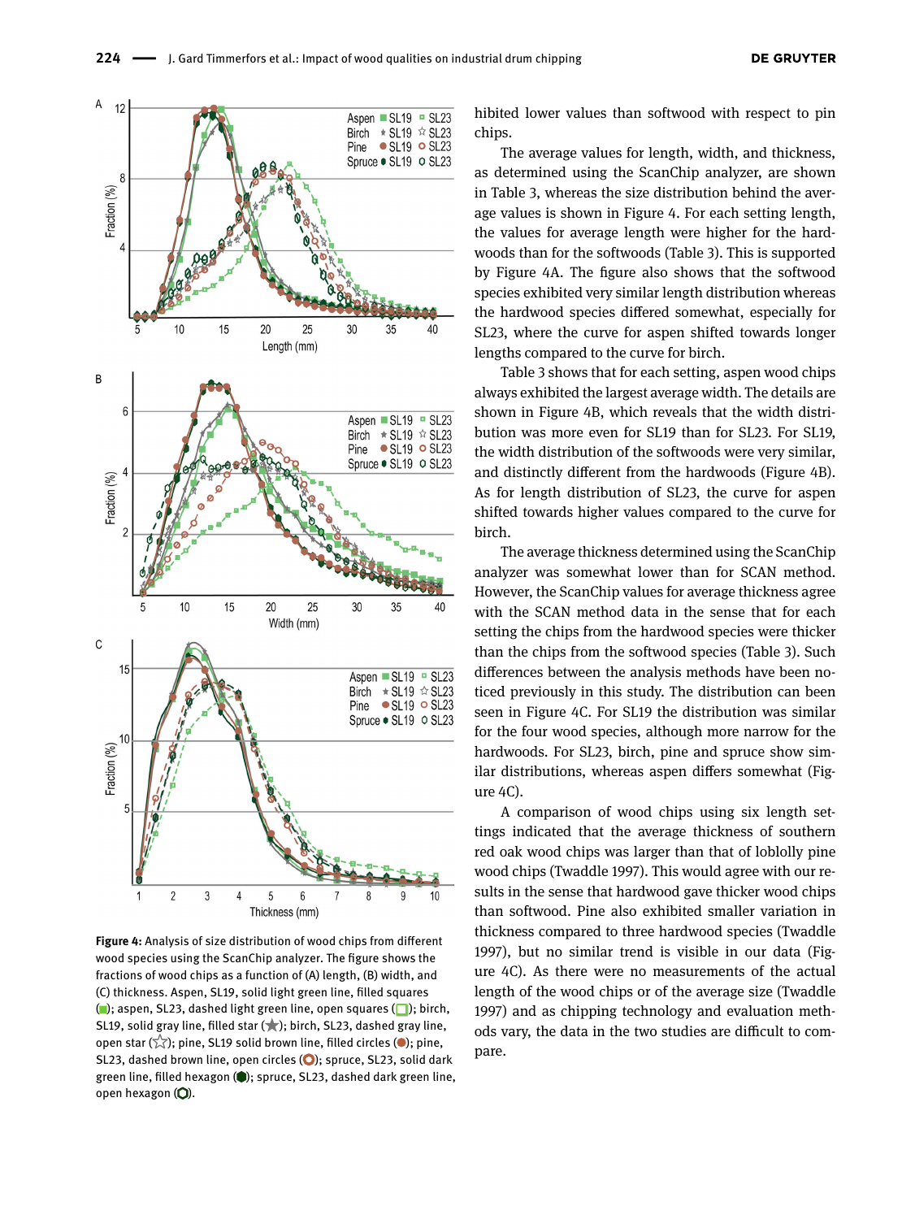Figure 4: Analysis of size distribution of wood chips from different wood species using the ScanChip analyzer. The figure shows the fractions of wood chips as a function of (A) length, (B) width, and (C) thickness. Aspen, SL19, solid light green line, filled squares (■); aspen, SL23, dashed light green line, open squares (□); birch, SL19, solid gray line, filled star (★); birch, SL23, dashed gray line, open star (☆); pine, SL19 solid brown line, filled circles (●); pine, SL23, dashed brown line, open circles (○); spruce, SL23, solid dark green line, filled hexagon (⬢); spruce, SL23, dashed dark green line, open hexagon (⬡).

hibited lower values than softwood with respect to pin chips.

The average values for length, width, and thickness, as determined using the ScanChip analyzer, are shown in Table 3, whereas the size distribution behind the average values is shown in Figure 4. For each setting length, the values for average length were higher for the hardwoods than for the softwoods (Table 3). This is supported by Figure 4A. The figure also shows that the softwood species exhibited very similar length distribution whereas the hardwood species differed somewhat, especially for SL23, where the curve for aspen shifted towards longer lengths compared to the curve for birch.

Table 3 shows that for each setting, aspen wood chips always exhibited the largest average width. The details are shown in Figure 4B, which reveals that the width distribution was more even for SL19 than for SL23. For SL19, the width distribution of the softwoods were very similar, and distinctly different from the hardwoods (Figure 4B). As for length distribution of SL23, the curve for aspen shifted towards higher values compared to the curve for birch.

The average thickness determined using the ScanChip analyzer was somewhat lower than for SCAN method. However, the ScanChip values for average thickness agree with the SCAN method data in the sense that for each setting the chips from the hardwood species were thicker than the chips from the softwood species (Table 3). Such differences between the analysis methods have been noticed previously in this study. The distribution can been seen in Figure 4C. For SL19 the distribution was similar for the four wood species, although more narrow for the hardwoods. For SL23, birch, pine and spruce show similar distributions, whereas aspen differs somewhat (Figure 4C).

A comparison of wood chips using six length settings indicated that the average thickness of southern red oak wood chips was larger than that of loblolly pine wood chips (Twaddle 1997). This would agree with our results in the sense that hardwood gave thicker wood chips than softwood. Pine also exhibited smaller variation in thickness compared to three hardwood species (Twaddle 1997), but no similar trend is visible in our data (Figure 4C). As there were no measurements of the actual length of the wood chips or of the average size (Twaddle 1997) and as chipping technology and evaluation methods vary, the data in the two studies are difficult to compare.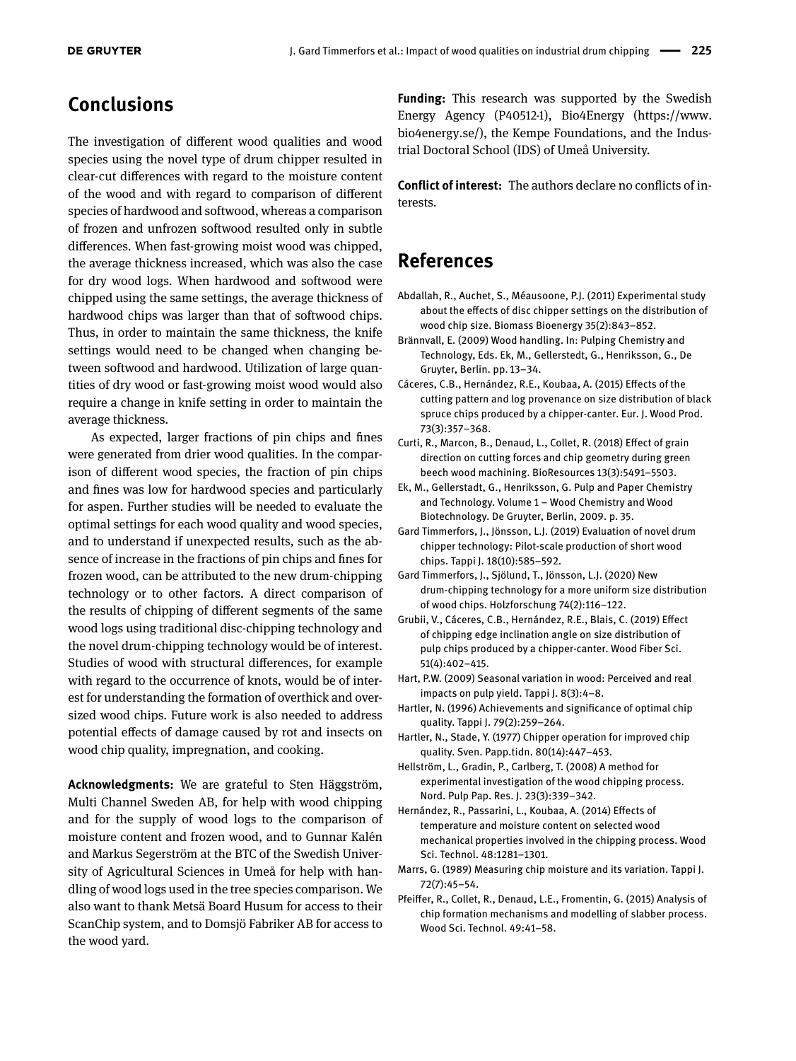## Conclusions

The investigation of different wood qualities and wood species using the novel type of drum chipper resulted in clear-cut differences with regard to the moisture content of the wood and with regard to comparison of different species of hardwood and softwood, whereas a comparison of frozen and unfrozen softwood resulted only in subtle differences. When fast-growing moist wood was chipped, the average thickness increased, which was also the case for dry wood logs. When hardwood and softwood were chipped using the same settings, the average thickness of hardwood chips was larger than that of softwood chips. Thus, in order to maintain the same thickness, the knife settings would need to be changed when changing between softwood and hardwood. Utilization of large quantities of dry wood or fast-growing moist wood would also require a change in knife setting in order to maintain the average thickness.

As expected, larger fractions of pin chips and fines were generated from drier wood qualities. In the comparison of different wood species, the fraction of pin chips and fines was low for hardwood species and particularly for aspen. Further studies will be needed to evaluate the optimal settings for each wood quality and wood species, and to understand if unexpected results, such as the absence of increase in the fractions of pin chips and fines for frozen wood, can be attributed to the new drum-chipping technology or to other factors. A direct comparison of the results of chipping of different segments of the same wood logs using traditional disc-chipping technology and the novel drum-chipping technology would be of interest. Studies of wood with structural differences, for example with regard to the occurrence of knots, would be of interest for understanding the formation of overthick and oversized wood chips. Future work is also needed to address potential effects of damage caused by rot and insects on wood chip quality, impregnation, and cooking.

**Acknowledgments:** We are grateful to Sten Häggström, Multi Channel Sweden AB, for help with wood chipping and for the supply of wood logs to the comparison of moisture content and frozen wood, and to Gunnar Kalén and Markus Segerström at the BTC of the Swedish University of Agricultural Sciences in Umeå for help with handling of wood logs used in the tree species comparison. We also want to thank Metsä Board Husum for access to their ScanChip system, and to Domsjö Fabriker AB for access to the wood yard.

**Funding:** This research was supported by the Swedish Energy Agency (P40512-1), Bio4Energy (https://www.bio4energy.se/), the Kempe Foundations, and the Industrial Doctoral School (IDS) of Umeå University.

**Conflict of interest:** The authors declare no conflicts of interests.

## References

Abdallah, R., Auchet, S., Méausoone, P.J. (2011) Experimental study about the effects of disc chipper settings on the distribution of wood chip size. Biomass Bioenergy 35(2):843–852.

Brännvall, E. (2009) Wood handling. In: Pulping Chemistry and Technology, Eds. Ek, M., Gellerstedt, G., Henriksson, G., De Gruyter, Berlin. pp. 13–34.

Cáceres, C.B., Hernández, R.E., Koubaa, A. (2015) Effects of the cutting pattern and log provenance on size distribution of black spruce chips produced by a chipper-canter. Eur. J. Wood Prod. 73(3):357–368.

Curti, R., Marcon, B., Denaud, L., Collet, R. (2018) Effect of grain direction on cutting forces and chip geometry during green beech wood machining. BioResources 13(3):5491–5503.

Ek, M., Gellerstadt, G., Henriksson, G. Pulp and Paper Chemistry and Technology. Volume 1 – Wood Chemistry and Wood Biotechnology. De Gruyter, Berlin, 2009. p. 35.

Gard Timmerfors, J., Jönsson, L.J. (2019) Evaluation of novel drum chipper technology: Pilot-scale production of short wood chips. Tappi J. 18(10):585–592.

Gard Timmerfors, J., Sjölund, T., Jönsson, L.J. (2020) New drum-chipping technology for a more uniform size distribution of wood chips. Holzforschung 74(2):116–122.

Grubii, V., Cáceres, C.B., Hernández, R.E., Blais, C. (2019) Effect of chipping edge inclination angle on size distribution of pulp chips produced by a chipper-canter. Wood Fiber Sci. 51(4):402–415.

Hart, P.W. (2009) Seasonal variation in wood: Perceived and real impacts on pulp yield. Tappi J. 8(3):4–8.

Hartler, N. (1996) Achievements and significance of optimal chip quality. Tappi J. 79(2):259–264.

Hartler, N., Stade, Y. (1977) Chipper operation for improved chip quality. Sven. Papp.tidn. 80(14):447–453.

Hellström, L., Gradin, P., Carlberg, T. (2008) A method for experimental investigation of the wood chipping process. Nord. Pulp Pap. Res. J. 23(3):339–342.

Hernández, R., Passarini, L., Koubaa, A. (2014) Effects of temperature and moisture content on selected wood mechanical properties involved in the chipping process. Wood Sci. Technol. 48:1281–1301.

Marrs, G. (1989) Measuring chip moisture and its variation. Tappi J. 72(7):45–54.

Pfeiffer, R., Collet, R., Denaud, L.E., Fromentin, G. (2015) Analysis of chip formation mechanisms and modelling of slabber process. Wood Sci. Technol. 49:41–58.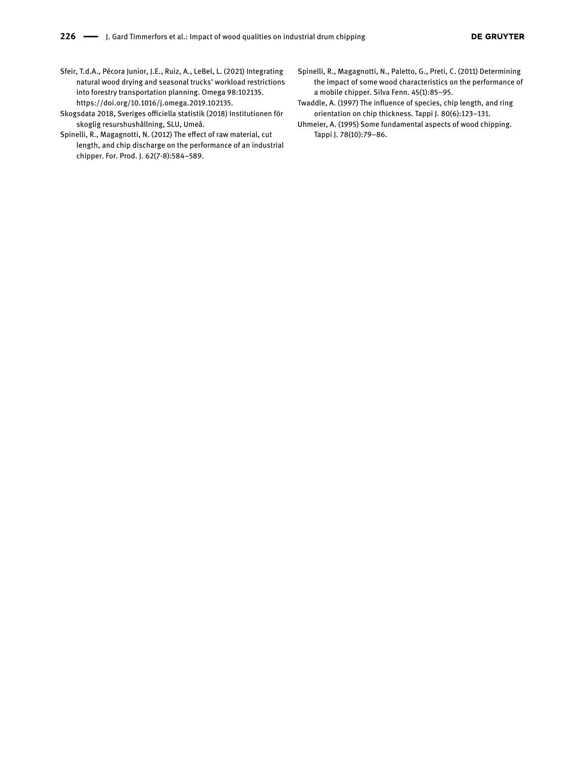Sfeir, T.d.A., Pécora Junior, J.E., Ruiz, A., LeBel, L. (2021) Integrating natural wood drying and seasonal trucks' workload restrictions into forestry transportation planning. Omega 98:102135. https://doi.org/10.1016/j.omega.2019.102135.

Skogsdata 2018, Sveriges officiella statistik (2018) Institutionen för skoglig resurshushållning, SLU, Umeå.

Spinelli, R., Magagnotti, N. (2012) The effect of raw material, cut length, and chip discharge on the performance of an industrial chipper. For. Prod. J. 62(7-8):584–589.

Spinelli, R., Magagnotti, N., Paletto, G., Preti, C. (2011) Determining the impact of some wood characteristics on the performance of a mobile chipper. Silva Fenn. 45(1):85–95.

Twaddle, A. (1997) The influence of species, chip length, and ring orientation on chip thickness. Tappi J. 80(6):123–131.

Uhmeier, A. (1995) Some fundamental aspects of wood chipping. Tappi J. 78(10):79–86.